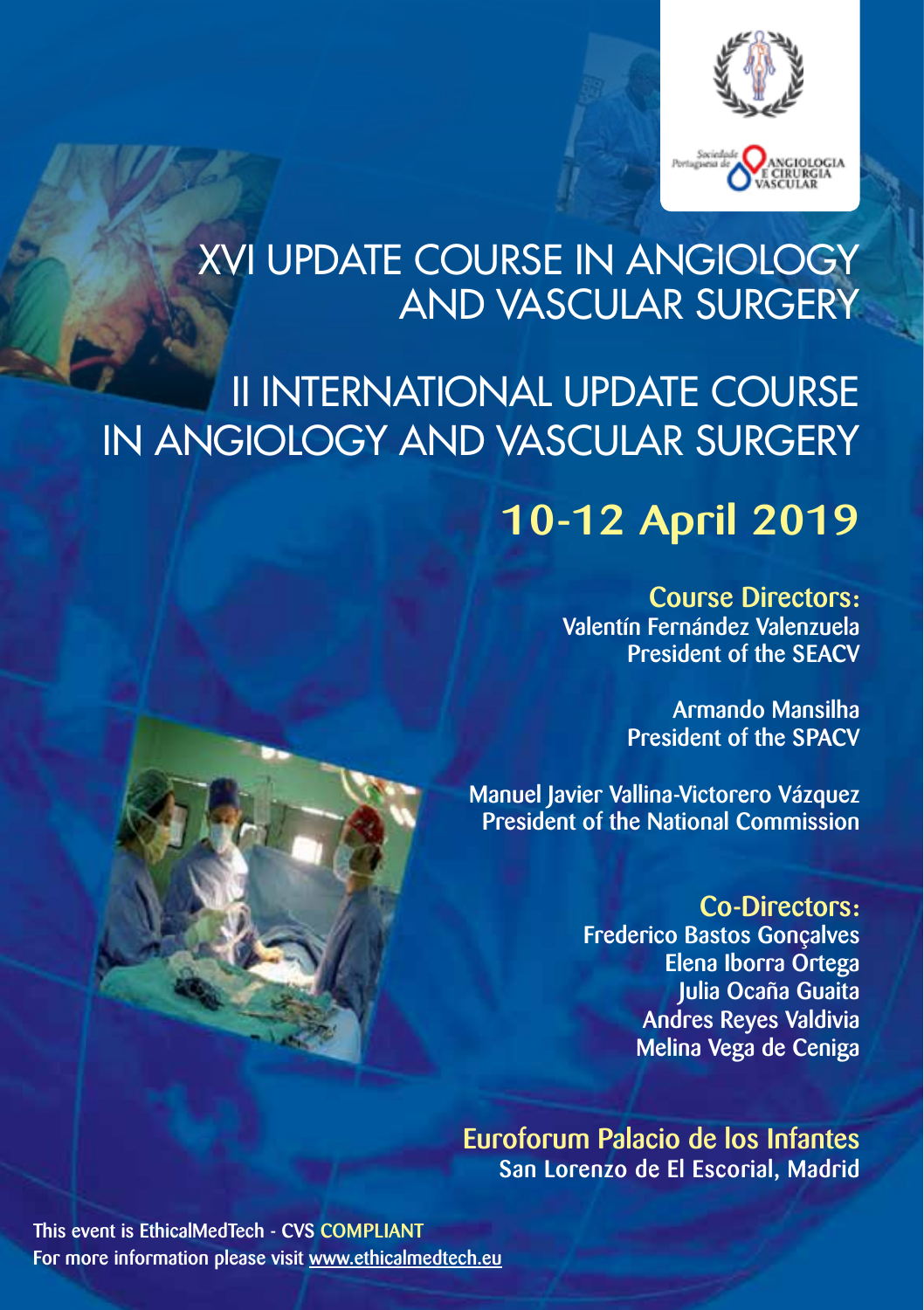Sociedade Portuguesa de ANGIOLOGIA E CIRURGIA VASCULAR

# XVI UPDATE COURSE IN ANGIOLOGY AND VASCULAR SURGERY

# II INTERNATIONAL UPDATE COURSE IN ANGIOLOGY AND VASCULAR SURGERY

## 10-12 April 2019

**Course Directors:**

Valentín Fernández Valenzuela
President of the SEACV

Armando Mansilha
President of the SPACV

Manuel Javier Vallina-Victorero Vázquez
President of the National Commission

**Co-Directors:**

Frederico Bastos Gonçalves
Elena Iborra Ortega
Julia Ocaña Guaita
Andres Reyes Valdivia
Melina Vega de Ceniga

**Euroforum Palacio de los Infantes**
San Lorenzo de El Escorial, Madrid

This event is EthicalMedTech - CVS COMPLIANT
For more information please visit www.ethicalmedtech.eu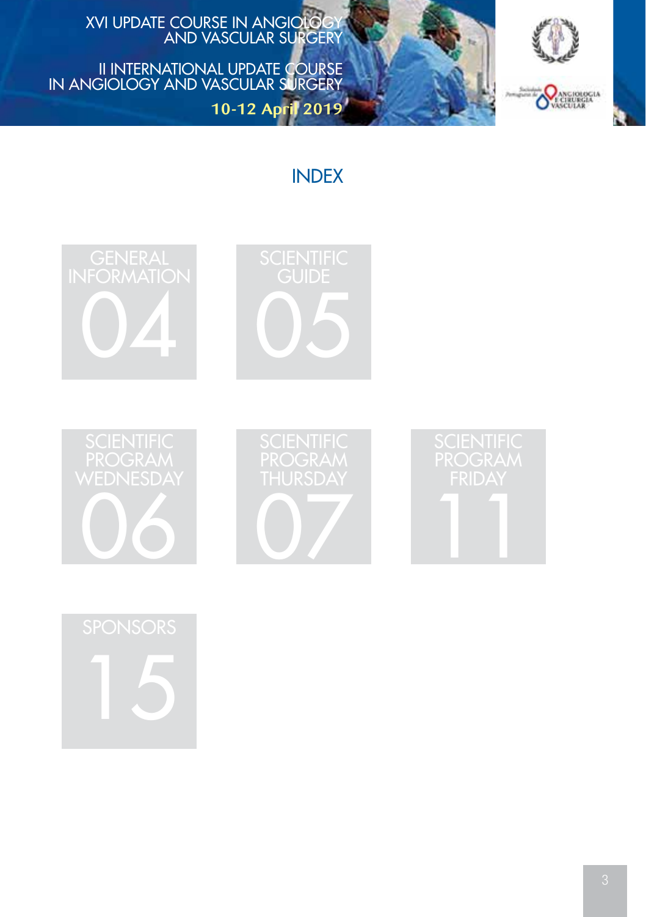# INDEX

- GENERAL INFORMATION — 04
- SCIENTIFIC GUIDE — 05
- SCIENTIFIC PROGRAM WEDNESDAY — 06
- SCIENTIFIC PROGRAM THURSDAY — 07
- SCIENTIFIC PROGRAM FRIDAY — 11
- SPONSORS — 15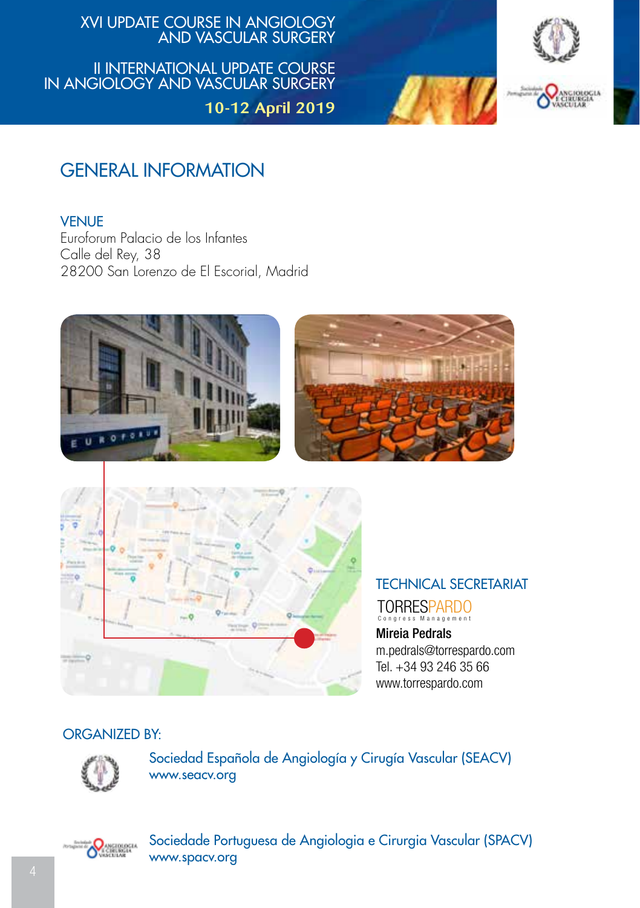## GENERAL INFORMATION

### VENUE

Euroforum Palacio de los Infantes
Calle del Rey, 38
28200 San Lorenzo de El Escorial, Madrid

### TECHNICAL SECRETARIAT

TORRESPARDO
Congress Management

**Mireia Pedrals**
m.pedrals@torrespardo.com
Tel. +34 93 246 35 66
www.torrespardo.com

### ORGANIZED BY:

Sociedad Española de Angiología y Cirugía Vascular (SEACV)
www.seacv.org

Sociedade Portuguesa de Angiologia e Cirurgia Vascular (SPACV)
www.spacv.org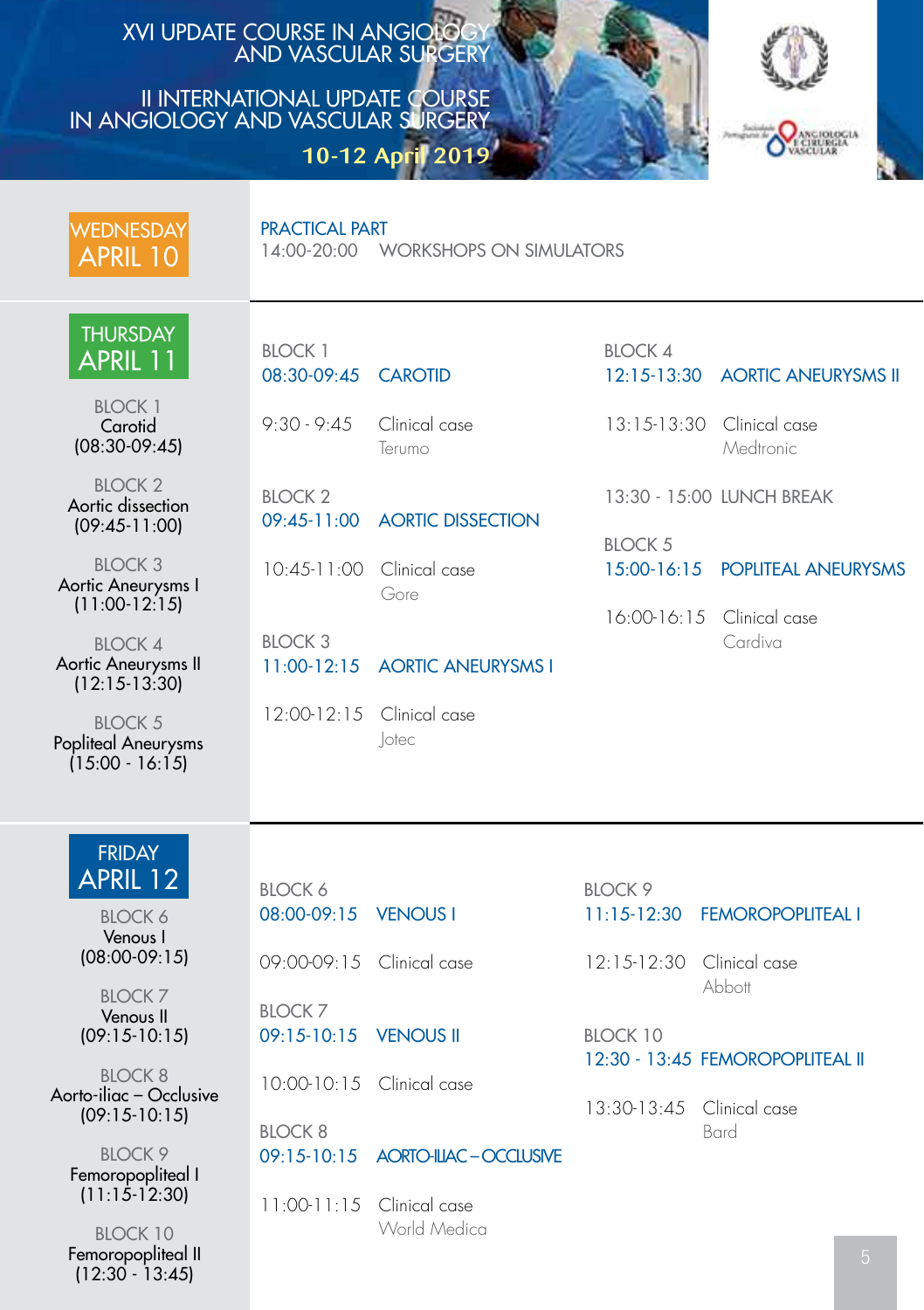# XVI UPDATE COURSE IN ANGIOLOGY AND VASCULAR SURGERY

# II INTERNATIONAL UPDATE COURSE IN ANGIOLOGY AND VASCULAR SURGERY

**10-12 April 2019**

## WEDNESDAY APRIL 10

**PRACTICAL PART**

14:00-20:00 WORKSHOPS ON SIMULATORS

## THURSDAY APRIL 11

BLOCK 1
Carotid
(08:30-09:45)

BLOCK 2
Aortic dissection
(09:45-11:00)

BLOCK 3
Aortic Aneurysms I
(11:00-12:15)

BLOCK 4
Aortic Aneurysms II
(12:15-13:30)

BLOCK 5
Popliteal Aneurysms
(15:00 - 16:15)

BLOCK 1
**08:30-09:45 CAROTID**

9:30 - 9:45 Clinical case
Terumo

BLOCK 2
**09:45-11:00 AORTIC DISSECTION**

10:45-11:00 Clinical case
Gore

BLOCK 3
**11:00-12:15 AORTIC ANEURYSMS I**

12:00-12:15 Clinical case
Jotec

BLOCK 4
**12:15-13:30 AORTIC ANEURYSMS II**

13:15-13:30 Clinical case
Medtronic

13:30 - 15:00 LUNCH BREAK

BLOCK 5
**15:00-16:15 POPLITEAL ANEURYSMS**

16:00-16:15 Clinical case
Cardiva

## FRIDAY APRIL 12

BLOCK 6
Venous I
(08:00-09:15)

BLOCK 7
Venous II
(09:15-10:15)

BLOCK 8
Aorto-iliac – Occlusive
(09:15-10:15)

BLOCK 9
Femoropopliteal I
(11:15-12:30)

BLOCK 10
Femoropopliteal II
(12:30 - 13:45)

BLOCK 6
**08:00-09:15 VENOUS I**

09:00-09:15 Clinical case

BLOCK 7
**09:15-10:15 VENOUS II**

10:00-10:15 Clinical case

BLOCK 8
**09:15-10:15 AORTO-ILIAC – OCCLUSIVE**

11:00-11:15 Clinical case
World Medica

BLOCK 9
**11:15-12:30 FEMOROPOPLITEAL I**

12:15-12:30 Clinical case
Abbott

BLOCK 10
**12:30 - 13:45 FEMOROPOPLITEAL II**

13:30-13:45 Clinical case
Bard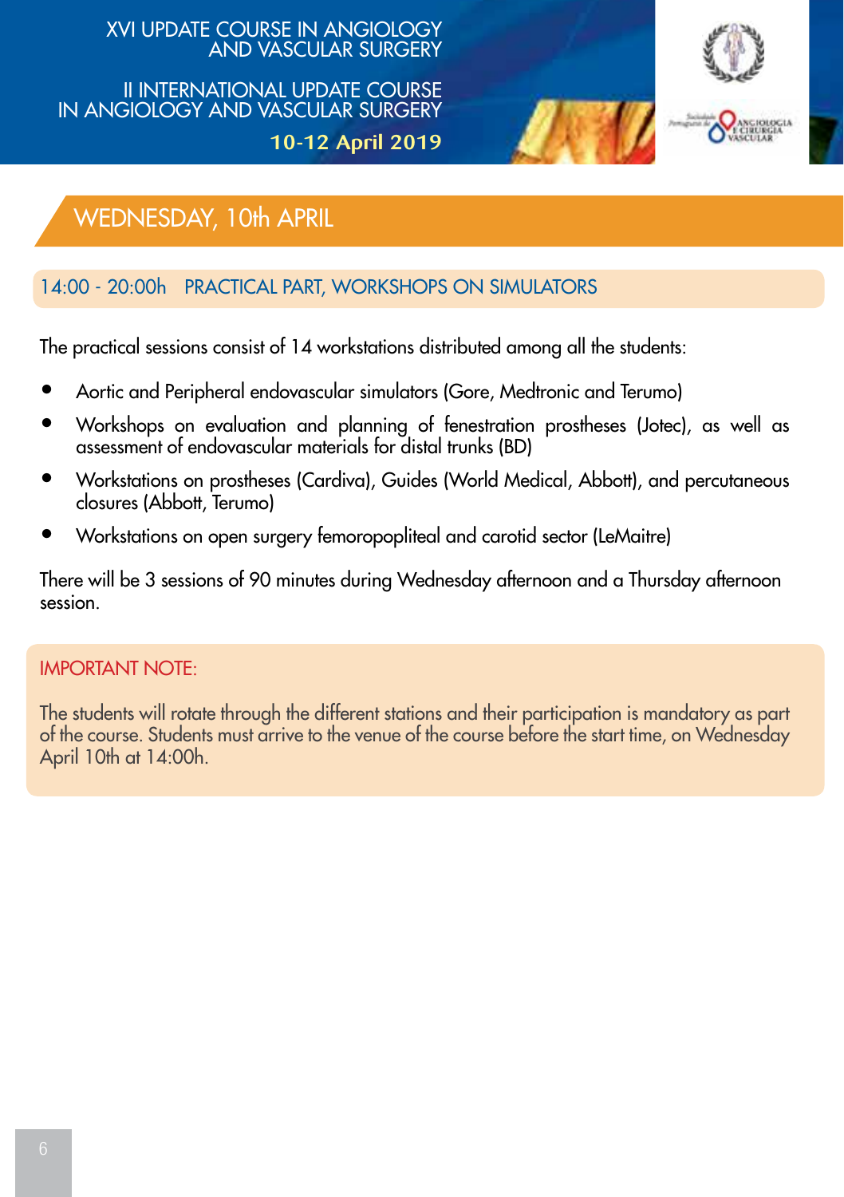## WEDNESDAY, 10th APRIL

### 14:00 - 20:00h PRACTICAL PART, WORKSHOPS ON SIMULATORS

The practical sessions consist of 14 workstations distributed among all the students:

- Aortic and Peripheral endovascular simulators (Gore, Medtronic and Terumo)
- Workshops on evaluation and planning of fenestration prostheses (Jotec), as well as assessment of endovascular materials for distal trunks (BD)
- Workstations on prostheses (Cardiva), Guides (World Medical, Abbott), and percutaneous closures (Abbott, Terumo)
- Workstations on open surgery femoropopliteal and carotid sector (LeMaitre)

There will be 3 sessions of 90 minutes during Wednesday afternoon and a Thursday afternoon session.

**IMPORTANT NOTE:**

The students will rotate through the different stations and their participation is mandatory as part of the course. Students must arrive to the venue of the course before the start time, on Wednesday April 10th at 14:00h.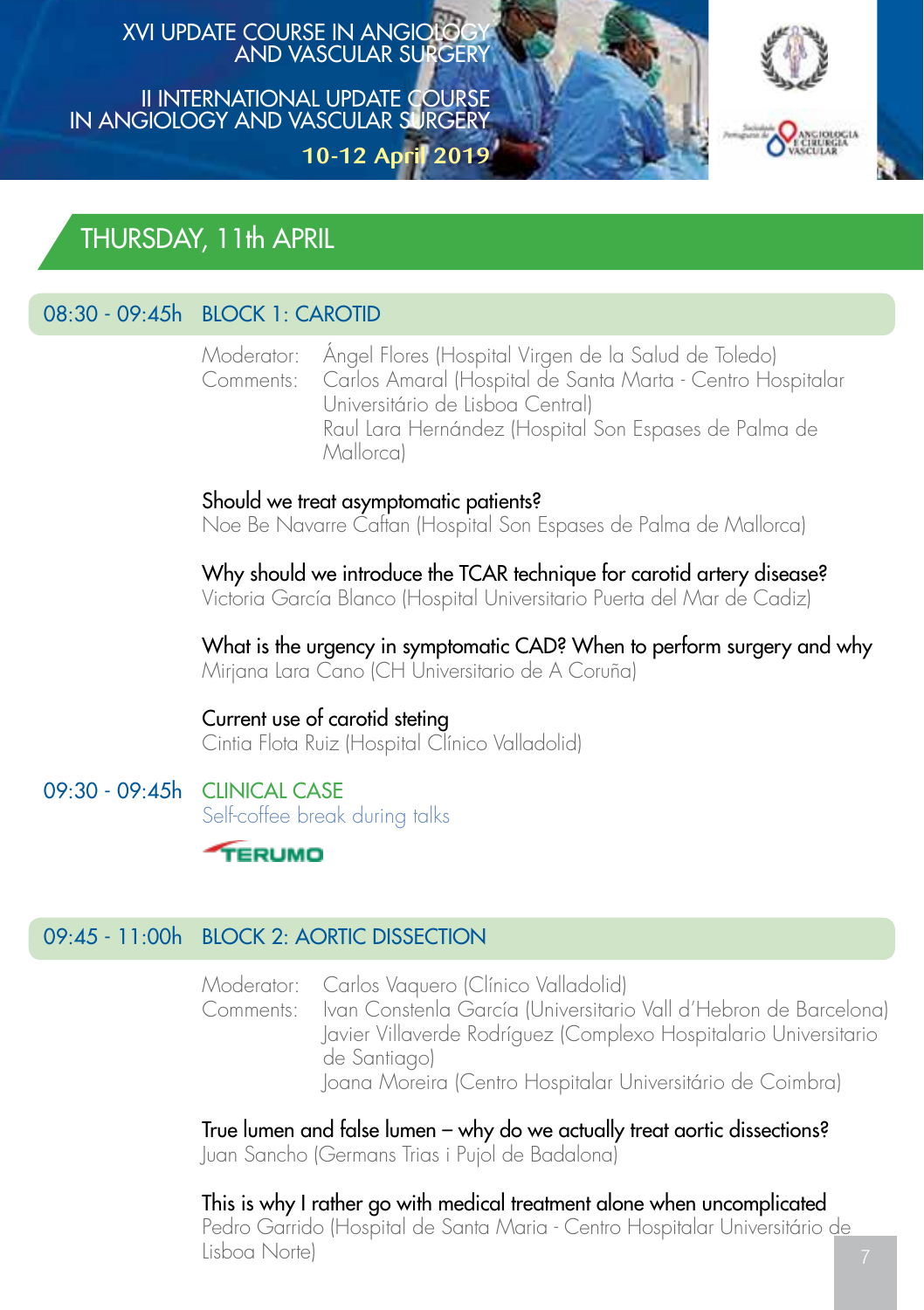## THURSDAY, 11th APRIL

### 08:30 - 09:45h BLOCK 1: CAROTID

Moderator: Ángel Flores (Hospital Virgen de la Salud de Toledo)
Comments: Carlos Amaral (Hospital de Santa Marta - Centro Hospitalar Universitário de Lisboa Central)
Raul Lara Hernández (Hospital Son Espases de Palma de Mallorca)

**Should we treat asymptomatic patients?**
Noe Be Navarre Caftan (Hospital Son Espases de Palma de Mallorca)

**Why should we introduce the TCAR technique for carotid artery disease?**
Victoria García Blanco (Hospital Universitario Puerta del Mar de Cadiz)

**What is the urgency in symptomatic CAD? When to perform surgery and why**
Mirjana Lara Cano (CH Universitario de A Coruña)

**Current use of carotid steting**
Cintia Flota Ruiz (Hospital Clínico Valladolid)

### 09:30 - 09:45h CLINICAL CASE

Self-coffee break during talks

TERUMO

### 09:45 - 11:00h BLOCK 2: AORTIC DISSECTION

Moderator: Carlos Vaquero (Clínico Valladolid)
Comments: Ivan Constenla García (Universitario Vall d'Hebron de Barcelona)
Javier Villaverde Rodríguez (Complexo Hospitalario Universitario de Santiago)
Joana Moreira (Centro Hospitalar Universitário de Coimbra)

**True lumen and false lumen – why do we actually treat aortic dissections?**
Juan Sancho (Germans Trias i Pujol de Badalona)

**This is why I rather go with medical treatment alone when uncomplicated**
Pedro Garrido (Hospital de Santa Maria - Centro Hospitalar Universitário de Lisboa Norte)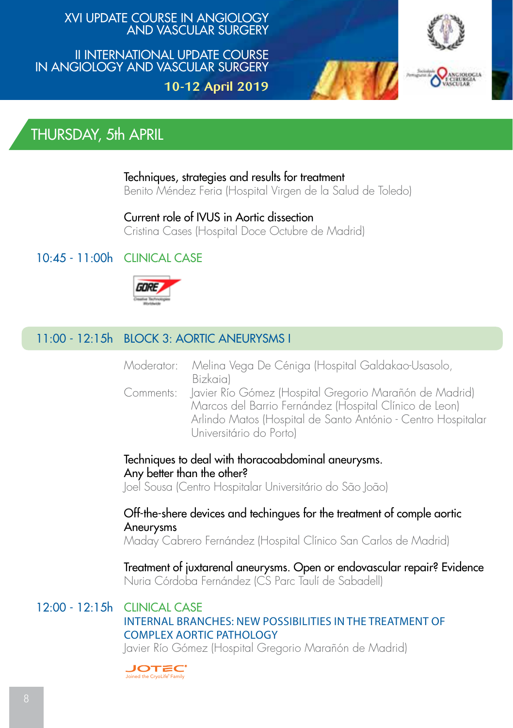## THURSDAY, 5th APRIL

Techniques, strategies and results for treatment
Benito Méndez Feria (Hospital Virgen de la Salud de Toledo)

Current role of IVUS in Aortic dissection
Cristina Cases (Hospital Doce Octubre de Madrid)

**10:45 - 11:00h** CLINICAL CASE

GORE — Creative Technologies Worldwide

### 11:00 - 12:15h BLOCK 3: AORTIC ANEURYSMS I

Moderator: Melina Vega De Céniga (Hospital Galdakao-Usasolo, Bizkaia)

Comments: Javier Río Gómez (Hospital Gregorio Marañón de Madrid)
Marcos del Barrio Fernández (Hospital Clínico de Leon)
Arlindo Matos (Hospital de Santo António - Centro Hospitalar Universitário do Porto)

Techniques to deal with thoracoabdominal aneurysms. Any better than the other?
Joel Sousa (Centro Hospitalar Universitário do São João)

Off-the-shere devices and techingues for the treatment of comple aortic Aneurysms
Maday Cabrero Fernández (Hospital Clínico San Carlos de Madrid)

Treatment of juxtarenal aneurysms. Open or endovascular repair? Evidence
Nuria Córdoba Fernández (CS Parc Taulí de Sabadell)

**12:00 - 12:15h** CLINICAL CASE
INTERNAL BRANCHES: NEW POSSIBILITIES IN THE TREATMENT OF COMPLEX AORTIC PATHOLOGY
Javier Río Gómez (Hospital Gregorio Marañón de Madrid)

JOTEC — Joined the CryoLife® Family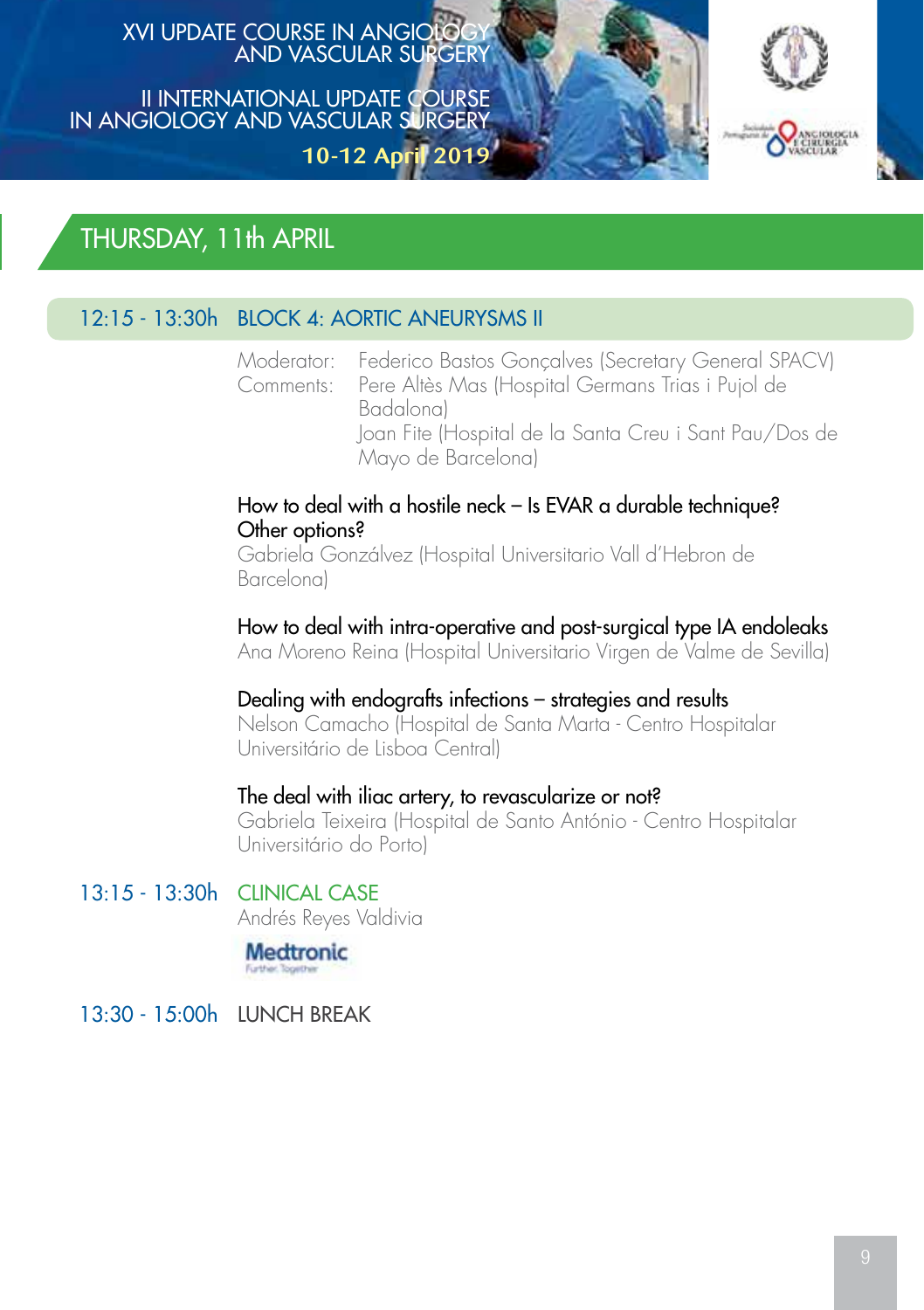## THURSDAY, 11th APRIL

### 12:15 - 13:30h BLOCK 4: AORTIC ANEURYSMS II

Moderator: Federico Bastos Gonçalves (Secretary General SPACV)
Comments: Pere Altès Mas (Hospital Germans Trias i Pujol de Badalona)
Joan Fite (Hospital de la Santa Creu i Sant Pau/Dos de Mayo de Barcelona)

How to deal with a hostile neck – Is EVAR a durable technique? Other options?
Gabriela Gonzálvez (Hospital Universitario Vall d'Hebron de Barcelona)

How to deal with intra-operative and post-surgical type IA endoleaks
Ana Moreno Reina (Hospital Universitario Virgen de Valme de Sevilla)

Dealing with endografts infections – strategies and results
Nelson Camacho (Hospital de Santa Marta - Centro Hospitalar Universitário de Lisboa Central)

The deal with iliac artery, to revascularize or not?
Gabriela Teixeira (Hospital de Santo António - Centro Hospitalar Universitário do Porto)

### 13:15 - 13:30h CLINICAL CASE

Andrés Reyes Valdivia

Medtronic
Further, Together

### 13:30 - 15:00h LUNCH BREAK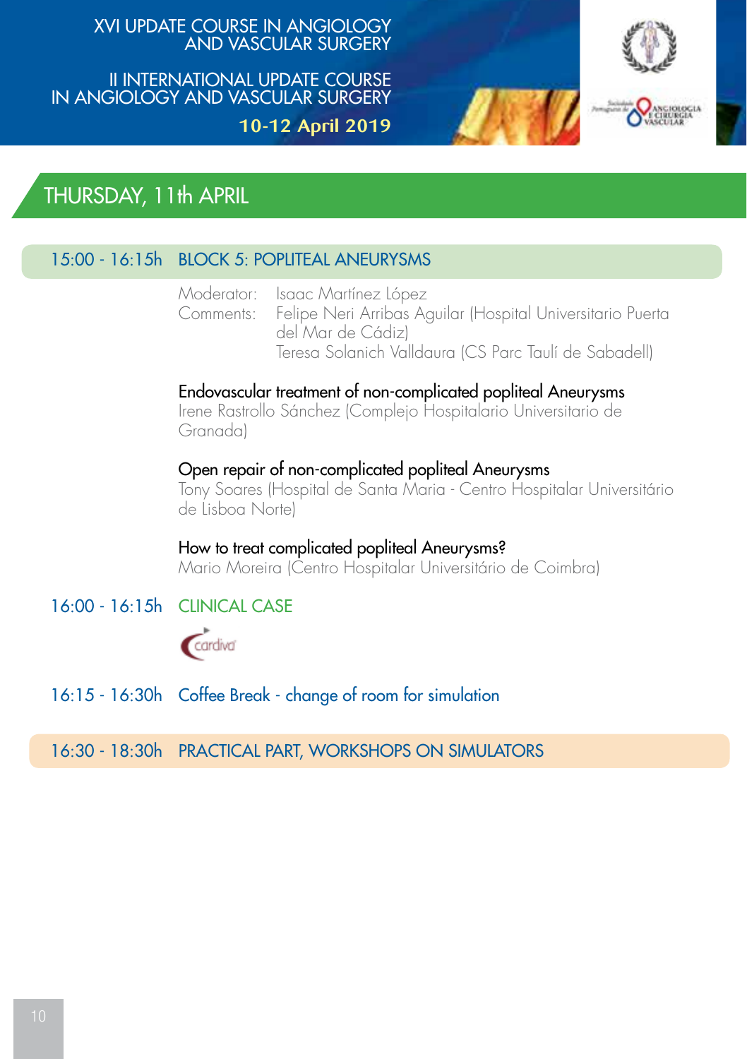# THURSDAY, 11th APRIL

## 15:00 - 16:15h BLOCK 5: POPLITEAL ANEURYSMS

Moderator: Isaac Martínez López

Comments: Felipe Neri Arribas Aguilar (Hospital Universitario Puerta del Mar de Cádiz)
Teresa Solanich Valldaura (CS Parc Taulí de Sabadell)

**Endovascular treatment of non-complicated popliteal Aneurysms**
Irene Rastrollo Sánchez (Complejo Hospitalario Universitario de Granada)

**Open repair of non-complicated popliteal Aneurysms**
Tony Soares (Hospital de Santa Maria - Centro Hospitalar Universitário de Lisboa Norte)

**How to treat complicated popliteal Aneurysms?**
Mario Moreira (Centro Hospitalar Universitário de Coimbra)

## 16:00 - 16:15h CLINICAL CASE

cardiva

## 16:15 - 16:30h Coffee Break - change of room for simulation

## 16:30 - 18:30h PRACTICAL PART, WORKSHOPS ON SIMULATORS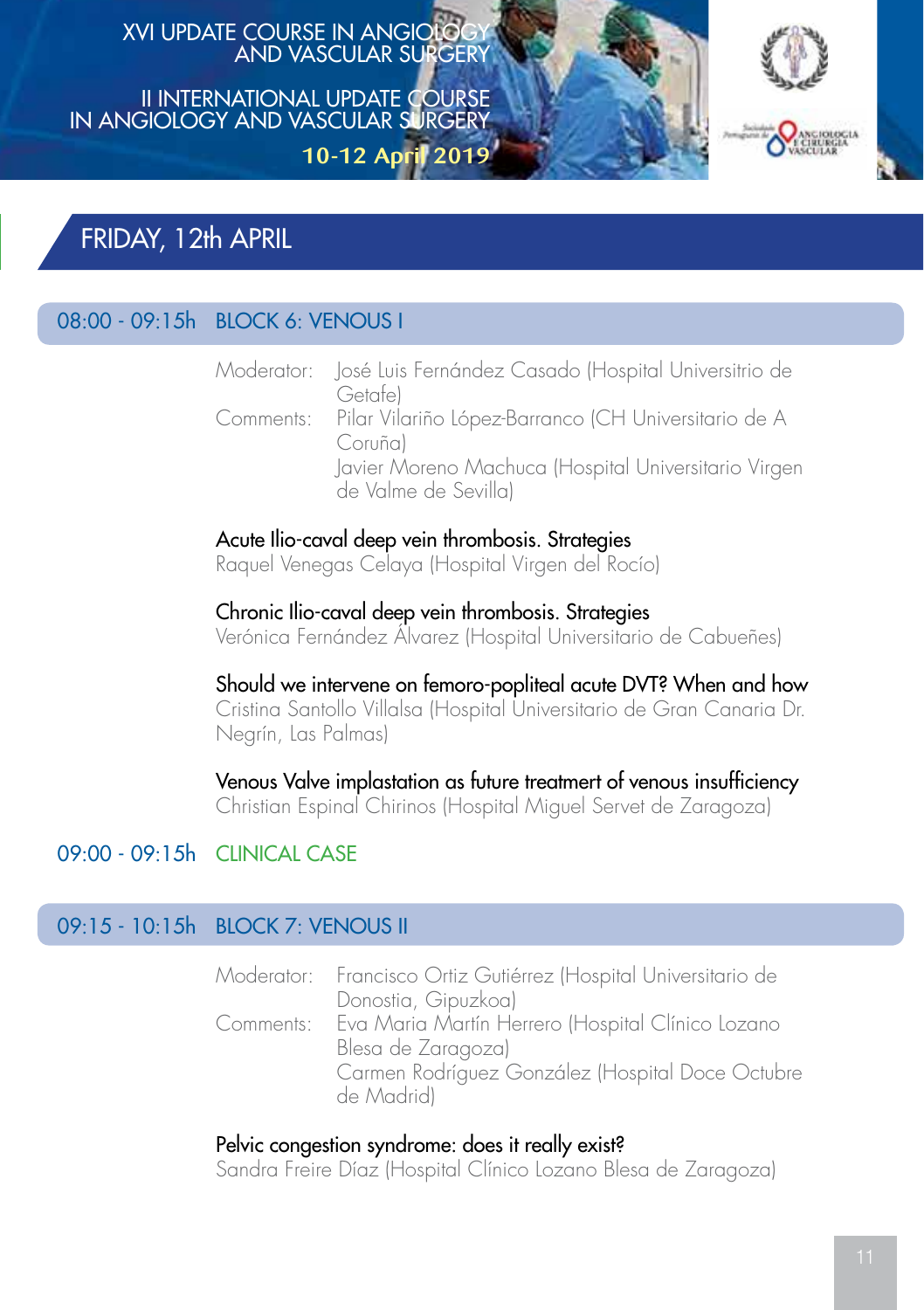# FRIDAY, 12th APRIL

## 08:00 - 09:15h BLOCK 6: VENOUS I

Moderator: José Luis Fernández Casado (Hospital Universitrio de Getafe)

Comments: Pilar Vilariño López-Barranco (CH Universitario de A Coruña)
Javier Moreno Machuca (Hospital Universitario Virgen de Valme de Sevilla)

**Acute Ilio-caval deep vein thrombosis. Strategies**
Raquel Venegas Celaya (Hospital Virgen del Rocío)

**Chronic Ilio-caval deep vein thrombosis. Strategies**
Verónica Fernández Álvarez (Hospital Universitario de Cabueñes)

**Should we intervene on femoro-popliteal acute DVT? When and how**
Cristina Santollo Villalsa (Hospital Universitario de Gran Canaria Dr. Negrín, Las Palmas)

**Venous Valve implastation as future treatmert of venous insufficiency**
Christian Espinal Chirinos (Hospital Miguel Servet de Zaragoza)

## 09:00 - 09:15h CLINICAL CASE

## 09:15 - 10:15h BLOCK 7: VENOUS II

Moderator: Francisco Ortiz Gutiérrez (Hospital Universitario de Donostia, Gipuzkoa)

Comments: Eva Maria Martín Herrero (Hospital Clínico Lozano Blesa de Zaragoza)
Carmen Rodríguez González (Hospital Doce Octubre de Madrid)

**Pelvic congestion syndrome: does it really exist?**
Sandra Freire Díaz (Hospital Clínico Lozano Blesa de Zaragoza)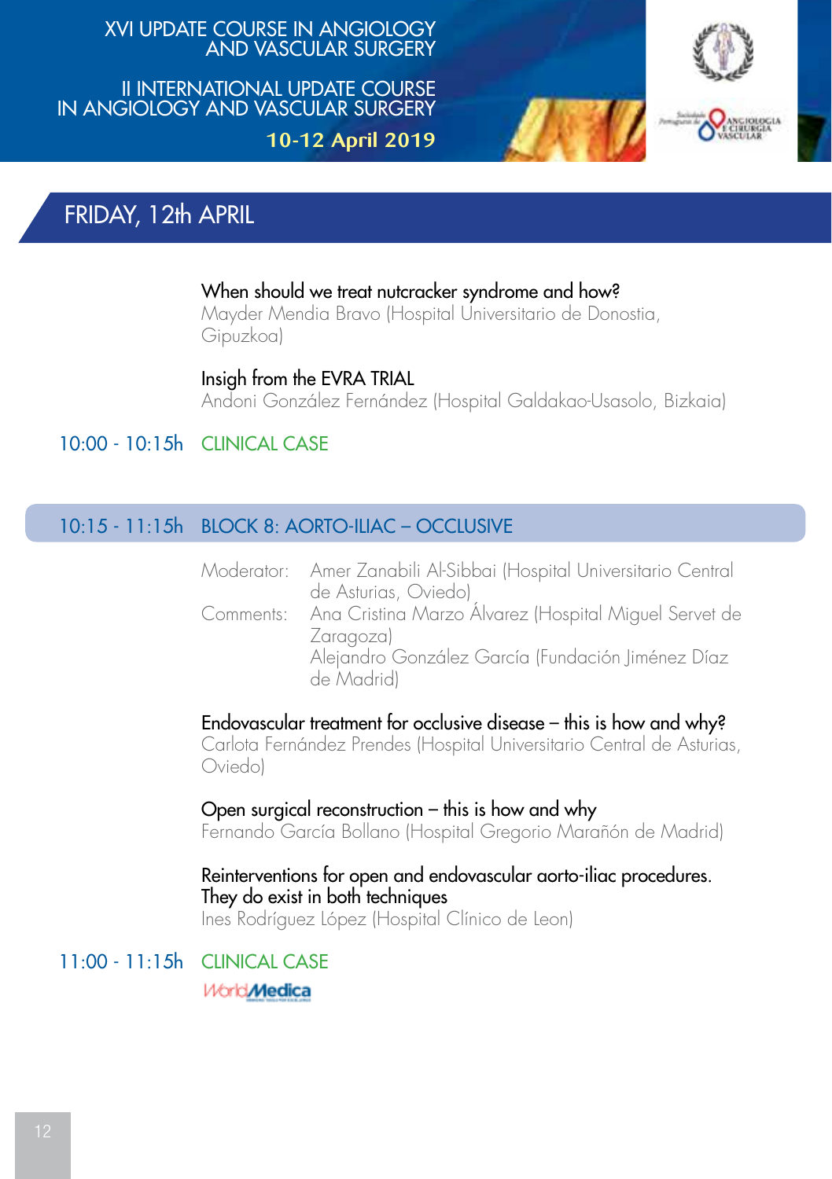## FRIDAY, 12th APRIL

**When should we treat nutcracker syndrome and how?**
Mayder Mendia Bravo (Hospital Universitario de Donostia, Gipuzkoa)

**Insigh from the EVRA TRIAL**
Andoni González Fernández (Hospital Galdakao-Usasolo, Bizkaia)

10:00 - 10:15h CLINICAL CASE

### 10:15 - 11:15h BLOCK 8: AORTO-ILIAC – OCCLUSIVE

Moderator: Amer Zanabili Al-Sibbai (Hospital Universitario Central de Asturias, Oviedo)

Comments: Ana Cristina Marzo Álvarez (Hospital Miguel Servet de Zaragoza)
Alejandro González García (Fundación Jiménez Díaz de Madrid)

**Endovascular treatment for occlusive disease – this is how and why?**
Carlota Fernández Prendes (Hospital Universitario Central de Asturias, Oviedo)

**Open surgical reconstruction – this is how and why**
Fernando García Bollano (Hospital Gregorio Marañón de Madrid)

**Reinterventions for open and endovascular aorto-iliac procedures. They do exist in both techniques**
Ines Rodríguez López (Hospital Clínico de Leon)

11:00 - 11:15h CLINICAL CASE

WorldMedica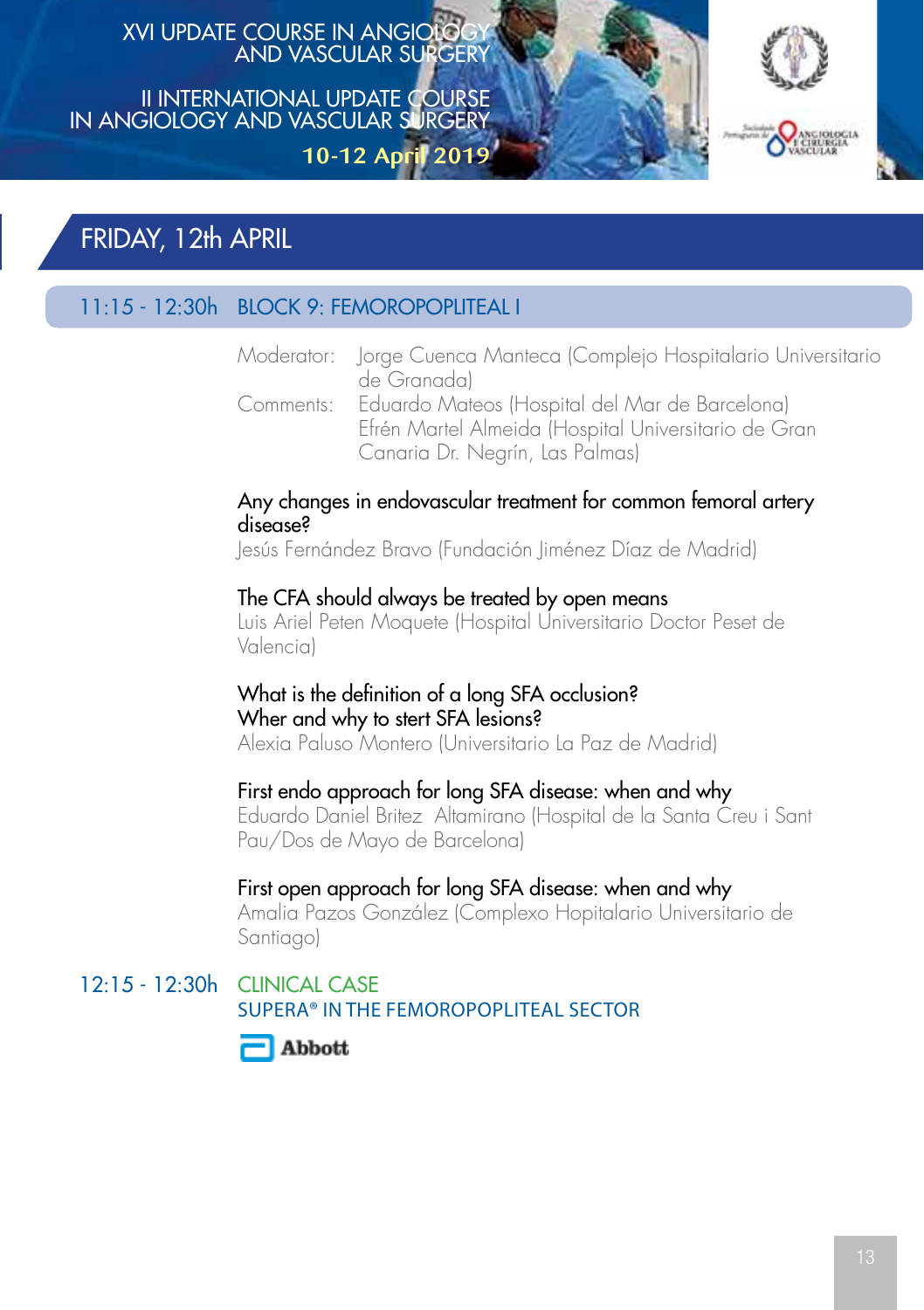## FRIDAY, 12th APRIL

### 11:15 - 12:30h BLOCK 9: FEMOROPOPLITEAL I

Moderator: Jorge Cuenca Manteca (Complejo Hospitalario Universitario de Granada)

Comments: Eduardo Mateos (Hospital del Mar de Barcelona)
Efrén Martel Almeida (Hospital Universitario de Gran Canaria Dr. Negrín, Las Palmas)

Any changes in endovascular treatment for common femoral artery disease?
Jesús Fernández Bravo (Fundación Jiménez Díaz de Madrid)

The CFA should always be treated by open means
Luis Ariel Peten Moquete (Hospital Universitario Doctor Peset de Valencia)

What is the definition of a long SFA occlusion?
Wher and why to stert SFA lesions?
Alexia Paluso Montero (Universitario La Paz de Madrid)

First endo approach for long SFA disease: when and why
Eduardo Daniel Britez Altamirano (Hospital de la Santa Creu i Sant Pau/Dos de Mayo de Barcelona)

First open approach for long SFA disease: when and why
Amalia Pazos González (Complexo Hopitalario Universitario de Santiago)

### 12:15 - 12:30h CLINICAL CASE

SUPERA® IN THE FEMOROPOPLITEAL SECTOR

Abbott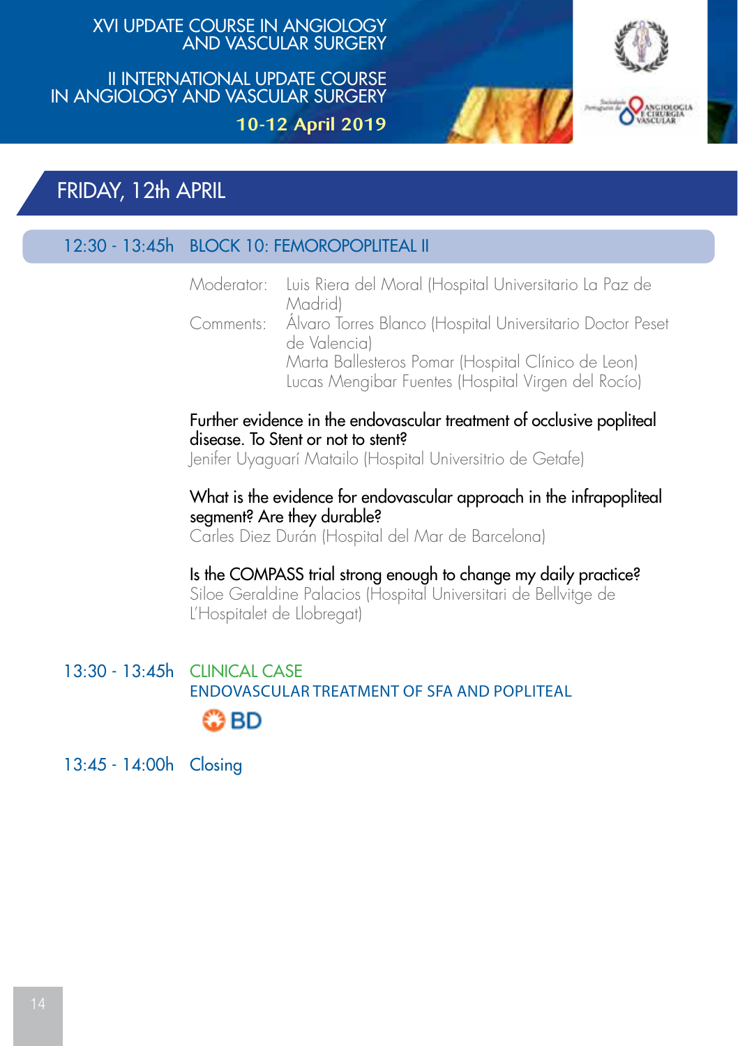## FRIDAY, 12th APRIL

### 12:30 - 13:45h BLOCK 10: FEMOROPOPLITEAL II

Moderator: Luis Riera del Moral (Hospital Universitario La Paz de Madrid)

Comments: Álvaro Torres Blanco (Hospital Universitario Doctor Peset de Valencia)
Marta Ballesteros Pomar (Hospital Clínico de Leon)
Lucas Mengibar Fuentes (Hospital Virgen del Rocío)

Further evidence in the endovascular treatment of occlusive popliteal disease. To Stent or not to stent?
Jenifer Uyaguarí Matailo (Hospital Universitrio de Getafe)

What is the evidence for endovascular approach in the infrapopliteal segment? Are they durable?
Carles Diez Durán (Hospital del Mar de Barcelona)

Is the COMPASS trial strong enough to change my daily practice?
Siloe Geraldine Palacios (Hospital Universitari de Bellvitge de L'Hospitalet de Llobregat)

### 13:30 - 13:45h CLINICAL CASE

ENDOVASCULAR TREATMENT OF SFA AND POPLITEAL

BD

### 13:45 - 14:00h Closing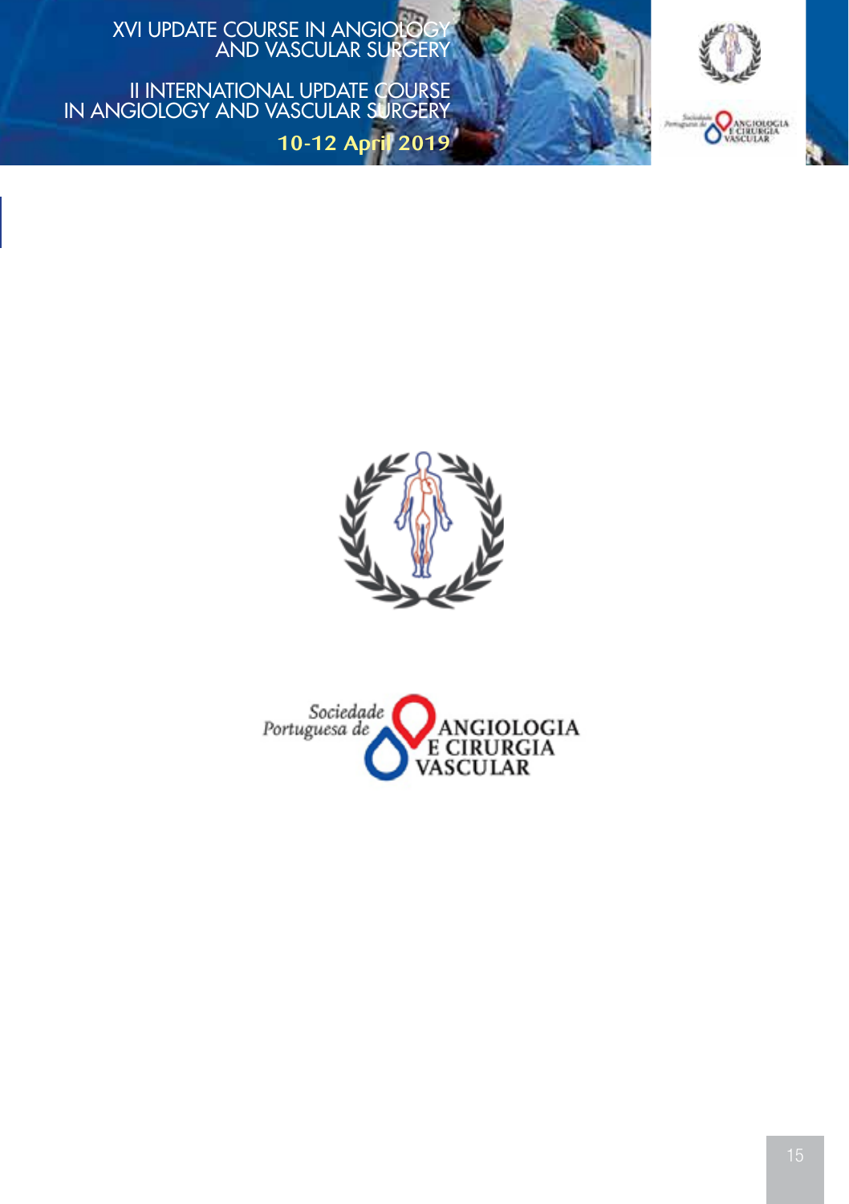Sociedade Portuguesa de ANGIOLOGIA E CIRURGIA VASCULAR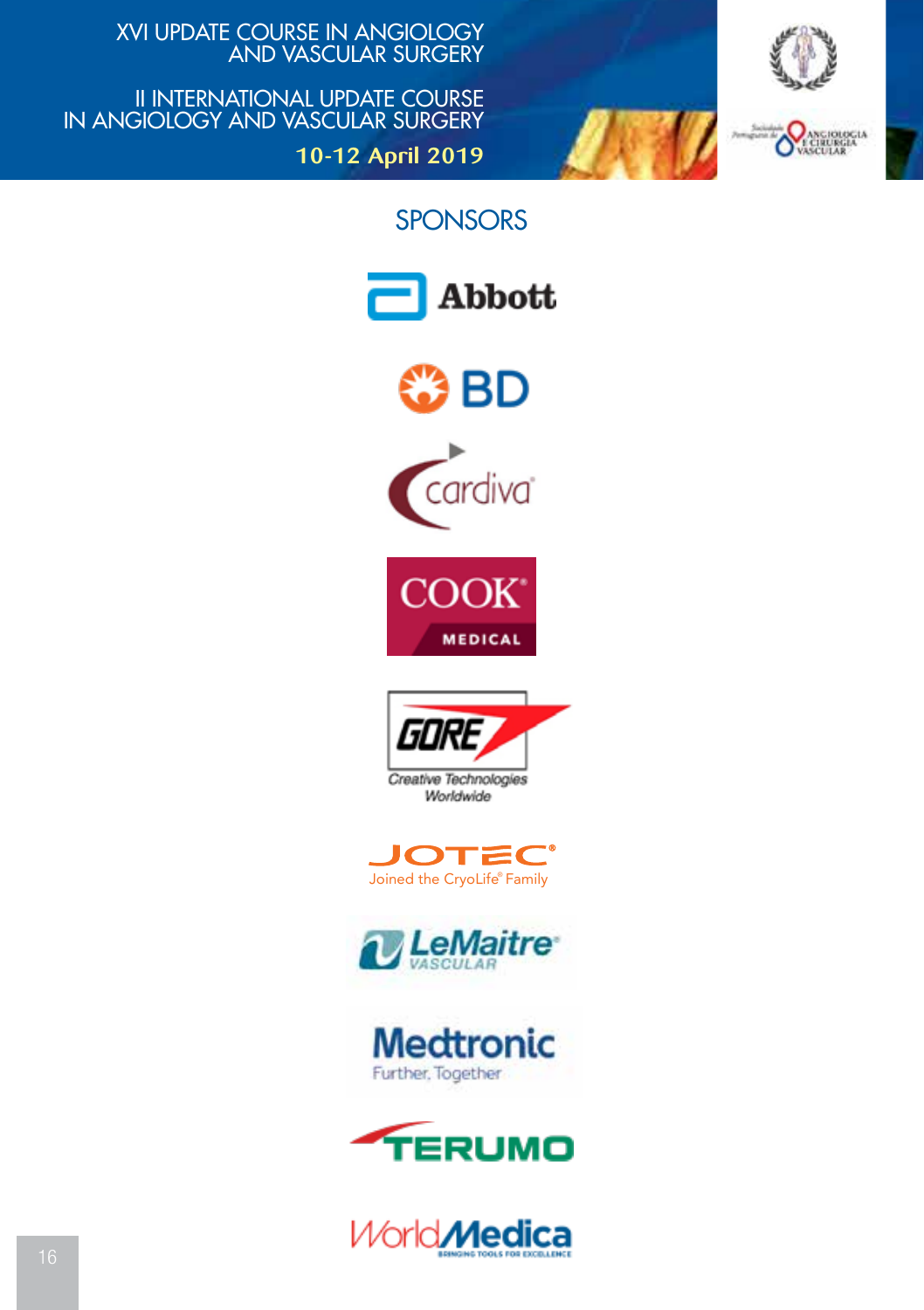## SPONSORS

Abbott

BD

cardiva

COOK MEDICAL

GORE
Creative Technologies Worldwide

JOTEC
Joined the CryoLife® Family

LeMaitre VASCULAR

Medtronic
Further, Together

TERUMO

WorldMedica
BRINGING TOOLS FOR EXCELLENCE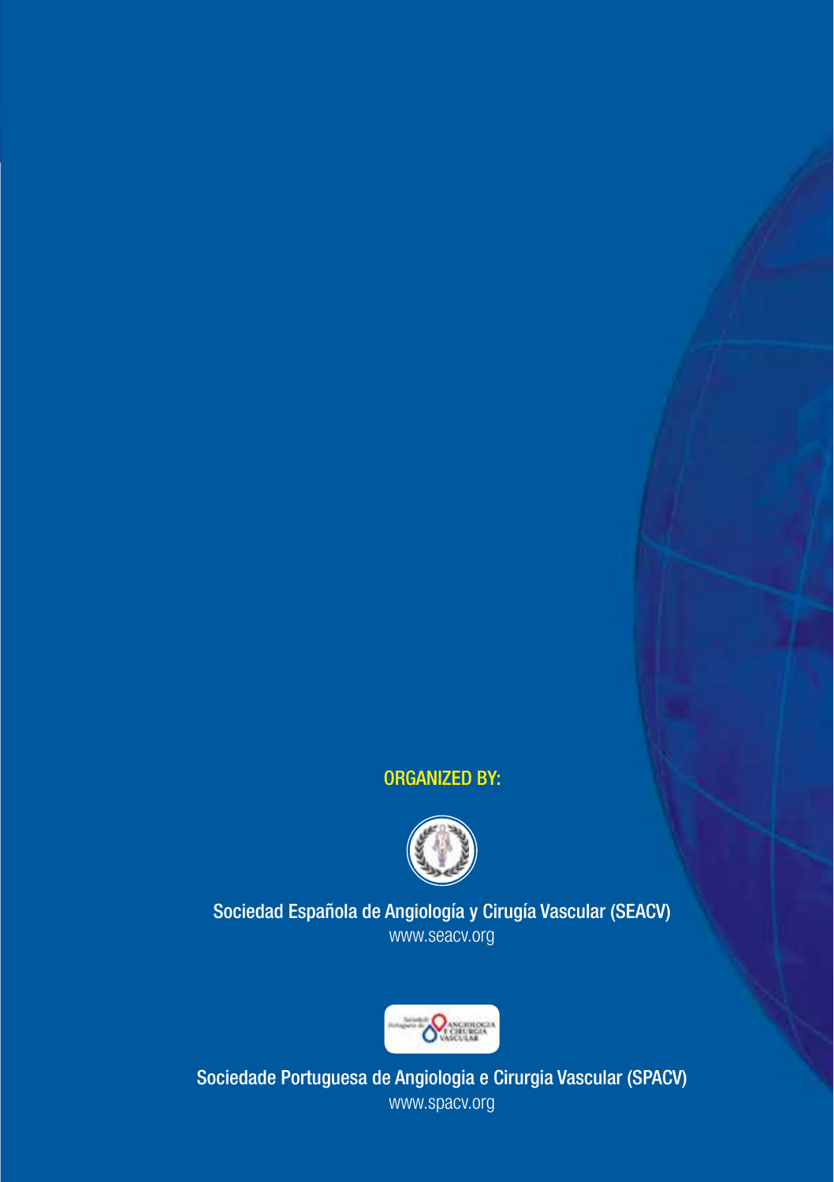ORGANIZED BY:

Sociedad Española de Angiología y Cirugía Vascular (SEACV)
www.seacv.org

Sociedade Portuguesa de Angiologia e Cirurgia Vascular (SPACV)
www.spacv.org